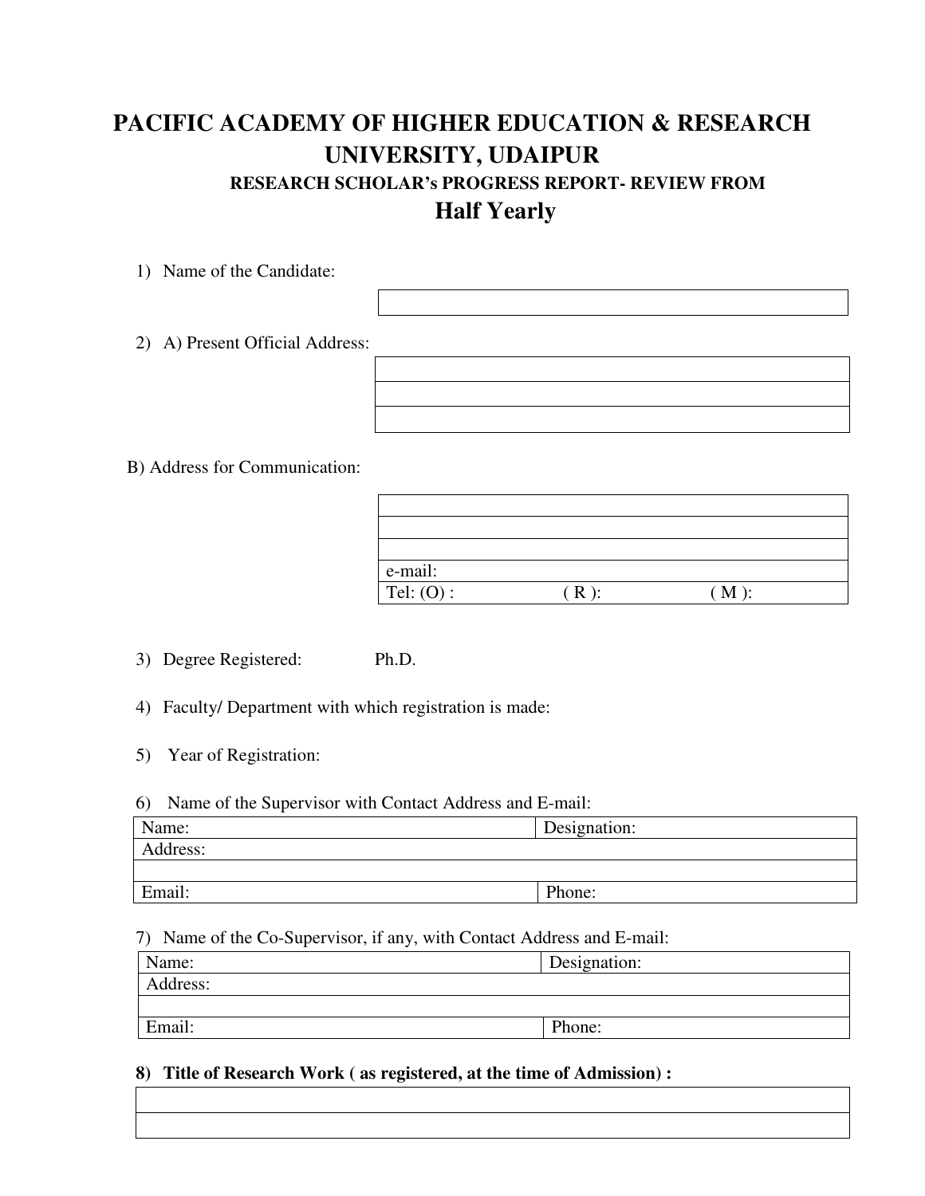# PACIFIC ACADEMY OF HIGHER EDUCATION & RESEARCH UNIVERSITY, UDAIPUR

### RESEARCH SCHOLAR's PROGRESS REPORT- REVIEW FROM

## Half Yearly

1) Name of the Candidate:

| |
|---|

2) A) Present Official Address:

| |
|---|
| |
| |

B) Address for Communication:

| | | |
|---|---|---|
| | | |
| | | |
| e-mail: | | |
| Tel: (O) : | ( R ): | ( M ): |

3) Degree Registered: Ph.D.

4) Faculty/ Department with which registration is made:

5) Year of Registration:

6) Name of the Supervisor with Contact Address and E-mail:

| Name: | Designation: |
|---|---|
| Address: | |
| | |
| Email: | Phone: |

7) Name of the Co-Supervisor, if any, with Contact Address and E-mail:

| Name: | Designation: |
|---|---|
| Address: | |
| | |
| Email: | Phone: |

**8) Title of Research Work ( as registered, at the time of Admission) :**

| |
|---|
| |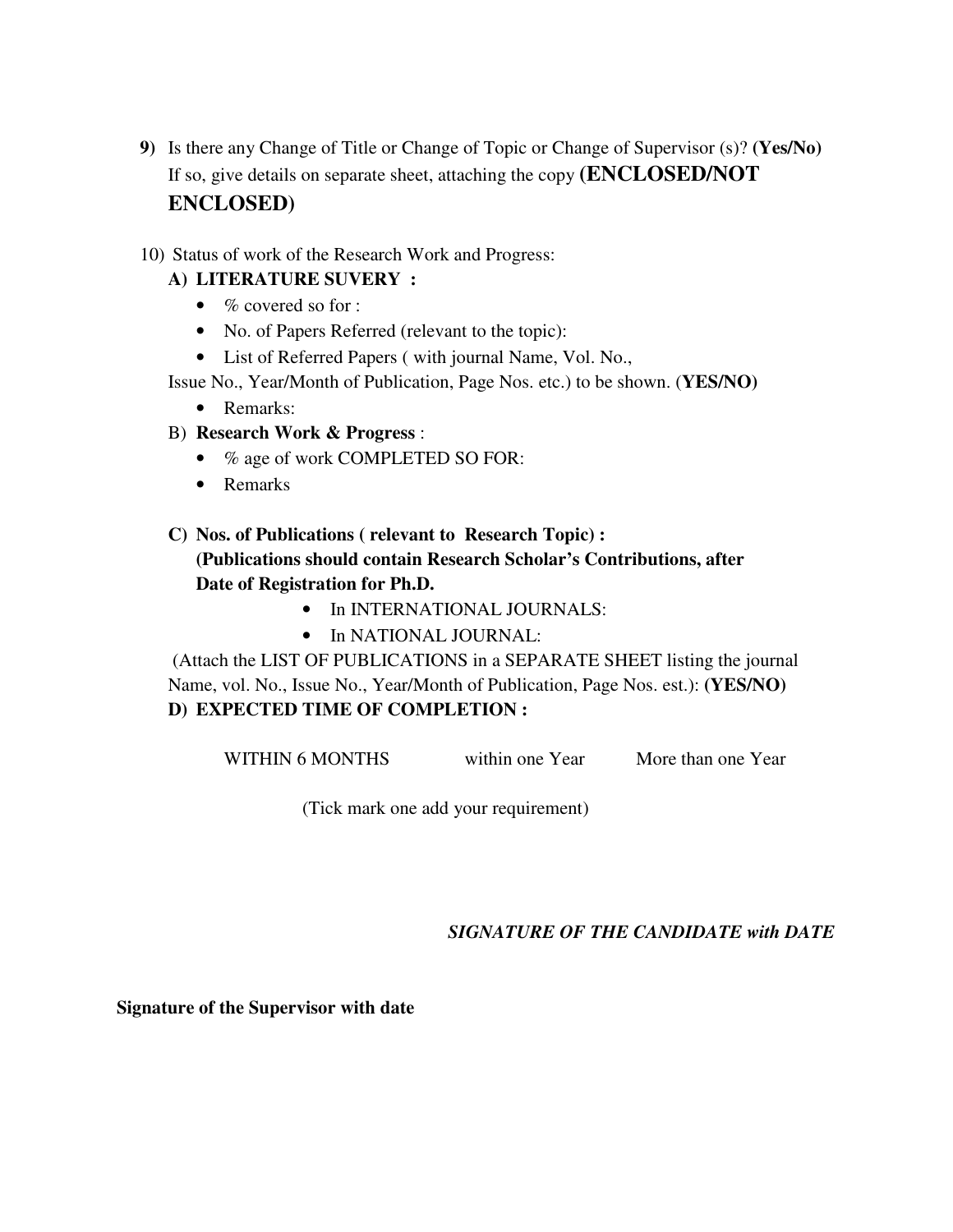**9)** Is there any Change of Title or Change of Topic or Change of Supervisor (s)? **(Yes/No)** If so, give details on separate sheet, attaching the copy **(ENCLOSED/NOT ENCLOSED)**

10) Status of work of the Research Work and Progress:

**A) LITERATURE SUVERY :**

- % covered so for :
- No. of Papers Referred (relevant to the topic):
- List of Referred Papers ( with journal Name, Vol. No.,

Issue No., Year/Month of Publication, Page Nos. etc.) to be shown. (**YES/NO)**

- Remarks:

B) **Research Work & Progress** :

- % age of work COMPLETED SO FOR:
- Remarks

**C) Nos. of Publications ( relevant to Research Topic) :**
**(Publications should contain Research Scholar's Contributions, after Date of Registration for Ph.D.**

- In INTERNATIONAL JOURNALS:
- In NATIONAL JOURNAL:

(Attach the LIST OF PUBLICATIONS in a SEPARATE SHEET listing the journal Name, vol. No., Issue No., Year/Month of Publication, Page Nos. est.): **(YES/NO)**

**D) EXPECTED TIME OF COMPLETION :**

WITHIN 6 MONTHS    within one Year    More than one Year

(Tick mark one add your requirement)

***SIGNATURE OF THE CANDIDATE with DATE***

**Signature of the Supervisor with date**